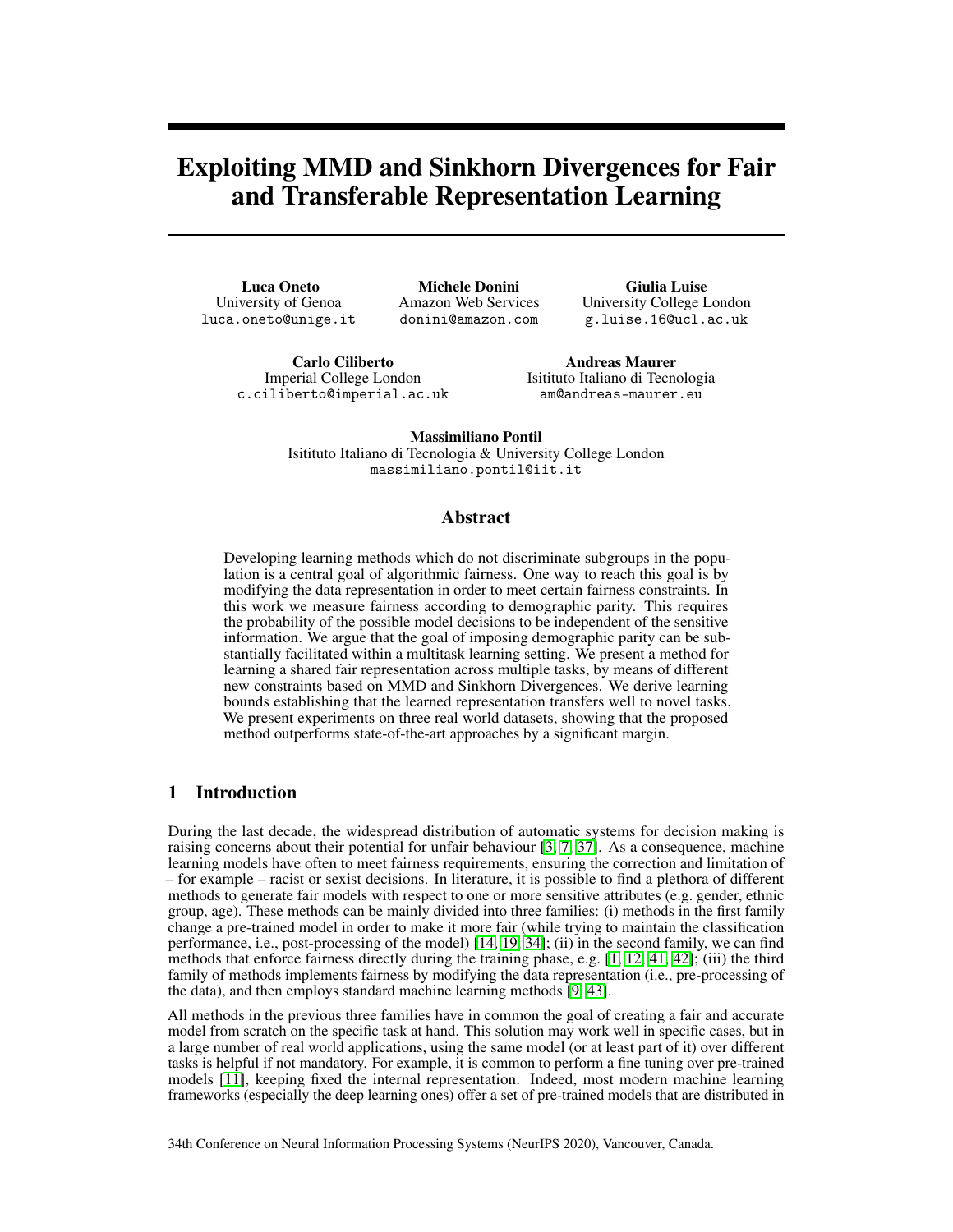# Exploiting MMD and Sinkhorn Divergences for Fair and Transferable Representation Learning

**Luca Oneto**
University of Genoa
luca.oneto@unige.it

**Michele Donini**
Amazon Web Services
donini@amazon.com

**Giulia Luise**
University College London
g.luise.16@ucl.ac.uk

**Carlo Ciliberto**
Imperial College London
c.ciliberto@imperial.ac.uk

**Andreas Maurer**
Isitituto Italiano di Tecnologia
am@andreas-maurer.eu

**Massimiliano Pontil**
Isitituto Italiano di Tecnologia & University College London
massimiliano.pontil@iit.it

## Abstract

Developing learning methods which do not discriminate subgroups in the population is a central goal of algorithmic fairness. One way to reach this goal is by modifying the data representation in order to meet certain fairness constraints. In this work we measure fairness according to demographic parity. This requires the probability of the possible model decisions to be independent of the sensitive information. We argue that the goal of imposing demographic parity can be substantially facilitated within a multitask learning setting. We present a method for learning a shared fair representation across multiple tasks, by means of different new constraints based on MMD and Sinkhorn Divergences. We derive learning bounds establishing that the learned representation transfers well to novel tasks. We present experiments on three real world datasets, showing that the proposed method outperforms state-of-the-art approaches by a significant margin.

## 1 Introduction

During the last decade, the widespread distribution of automatic systems for decision making is raising concerns about their potential for unfair behaviour [3, 7, 37]. As a consequence, machine learning models have often to meet fairness requirements, ensuring the correction and limitation of – for example – racist or sexist decisions. In literature, it is possible to find a plethora of different methods to generate fair models with respect to one or more sensitive attributes (e.g. gender, ethnic group, age). These methods can be mainly divided into three families: (i) methods in the first family change a pre-trained model in order to make it more fair (while trying to maintain the classification performance, i.e., post-processing of the model) [14, 19, 34]; (ii) in the second family, we can find methods that enforce fairness directly during the training phase, e.g. [1, 12, 41, 42]; (iii) the third family of methods implements fairness by modifying the data representation (i.e., pre-processing of the data), and then employs standard machine learning methods [9, 43].

All methods in the previous three families have in common the goal of creating a fair and accurate model from scratch on the specific task at hand. This solution may work well in specific cases, but in a large number of real world applications, using the same model (or at least part of it) over different tasks is helpful if not mandatory. For example, it is common to perform a fine tuning over pre-trained models [11], keeping fixed the internal representation. Indeed, most modern machine learning frameworks (especially the deep learning ones) offer a set of pre-trained models that are distributed in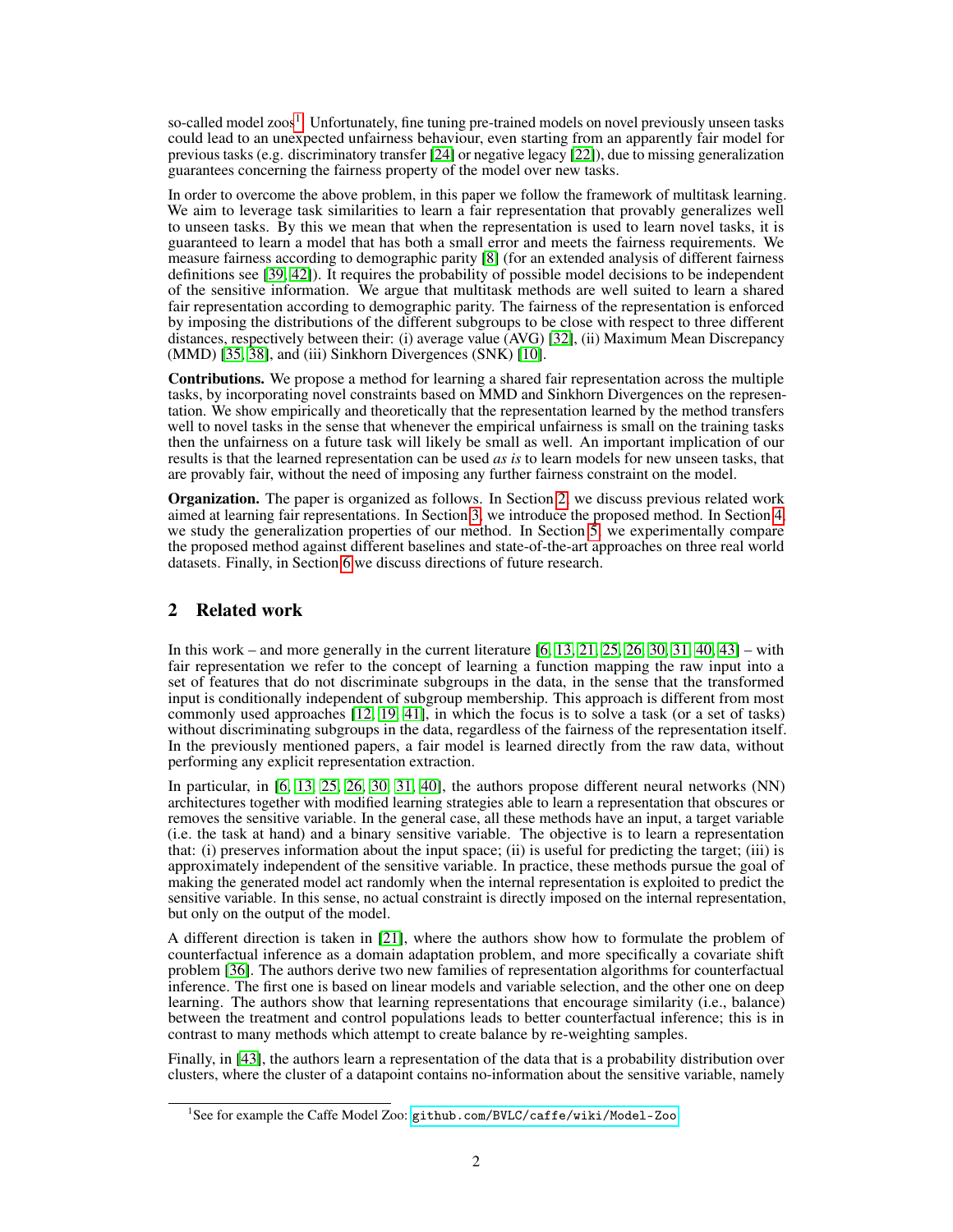so-called model zoos[1]. Unfortunately, fine tuning pre-trained models on novel previously unseen tasks could lead to an unexpected unfairness behaviour, even starting from an apparently fair model for previous tasks (e.g. discriminatory transfer [24] or negative legacy [22]), due to missing generalization guarantees concerning the fairness property of the model over new tasks.

In order to overcome the above problem, in this paper we follow the framework of multitask learning. We aim to leverage task similarities to learn a fair representation that provably generalizes well to unseen tasks. By this we mean that when the representation is used to learn novel tasks, it is guaranteed to learn a model that has both a small error and meets the fairness requirements. We measure fairness according to demographic parity [8] (for an extended analysis of different fairness definitions see [39, 42]). It requires the probability of possible model decisions to be independent of the sensitive information. We argue that multitask methods are well suited to learn a shared fair representation according to demographic parity. The fairness of the representation is enforced by imposing the distributions of the different subgroups to be close with respect to three different distances, respectively between their: (i) average value (AVG) [32], (ii) Maximum Mean Discrepancy (MMD) [35, 38], and (iii) Sinkhorn Divergences (SNK) [10].

**Contributions.** We propose a method for learning a shared fair representation across the multiple tasks, by incorporating novel constraints based on MMD and Sinkhorn Divergences on the representation. We show empirically and theoretically that the representation learned by the method transfers well to novel tasks in the sense that whenever the empirical unfairness is small on the training tasks then the unfairness on a future task will likely be small as well. An important implication of our results is that the learned representation can be used *as is* to learn models for new unseen tasks, that are provably fair, without the need of imposing any further fairness constraint on the model.

**Organization.** The paper is organized as follows. In Section 2, we discuss previous related work aimed at learning fair representations. In Section 3, we introduce the proposed method. In Section 4, we study the generalization properties of our method. In Section 5, we experimentally compare the proposed method against different baselines and state-of-the-art approaches on three real world datasets. Finally, in Section 6 we discuss directions of future research.

## 2 Related work

In this work – and more generally in the current literature [6, 13, 21, 25, 26, 30, 31, 40, 43] – with fair representation we refer to the concept of learning a function mapping the raw input into a set of features that do not discriminate subgroups in the data, in the sense that the transformed input is conditionally independent of subgroup membership. This approach is different from most commonly used approaches [12, 19, 41], in which the focus is to solve a task (or a set of tasks) without discriminating subgroups in the data, regardless of the fairness of the representation itself. In the previously mentioned papers, a fair model is learned directly from the raw data, without performing any explicit representation extraction.

In particular, in [6, 13, 25, 26, 30, 31, 40], the authors propose different neural networks (NN) architectures together with modified learning strategies able to learn a representation that obscures or removes the sensitive variable. In the general case, all these methods have an input, a target variable (i.e. the task at hand) and a binary sensitive variable. The objective is to learn a representation that: (i) preserves information about the input space; (ii) is useful for predicting the target; (iii) is approximately independent of the sensitive variable. In practice, these methods pursue the goal of making the generated model act randomly when the internal representation is exploited to predict the sensitive variable. In this sense, no actual constraint is directly imposed on the internal representation, but only on the output of the model.

A different direction is taken in [21], where the authors show how to formulate the problem of counterfactual inference as a domain adaptation problem, and more specifically a covariate shift problem [36]. The authors derive two new families of representation algorithms for counterfactual inference. The first one is based on linear models and variable selection, and the other one on deep learning. The authors show that learning representations that encourage similarity (i.e., balance) between the treatment and control populations leads to better counterfactual inference; this is in contrast to many methods which attempt to create balance by re-weighting samples.

Finally, in [43], the authors learn a representation of the data that is a probability distribution over clusters, where the cluster of a datapoint contains no-information about the sensitive variable, namely

[1] See for example the Caffe Model Zoo: github.com/BVLC/caffe/wiki/Model-Zoo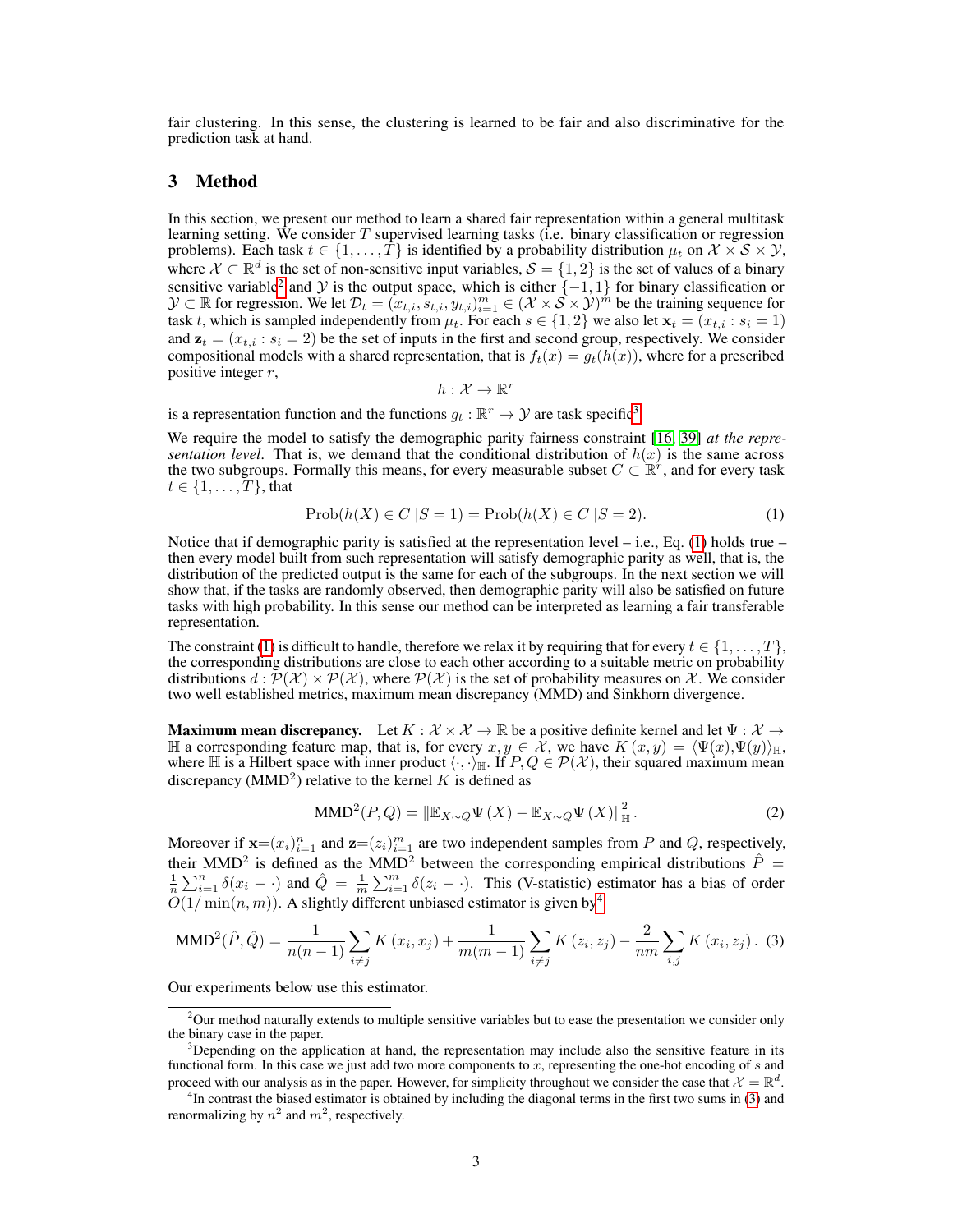fair clustering. In this sense, the clustering is learned to be fair and also discriminative for the prediction task at hand.

## 3 Method

In this section, we present our method to learn a shared fair representation within a general multitask learning setting. We consider $T$ supervised learning tasks (i.e. binary classification or regression problems). Each task $t \in \{1, \dots, T\}$ is identified by a probability distribution $\mu_t$ on $\mathcal{X} \times \mathcal{S} \times \mathcal{Y}$, where $\mathcal{X} \subset \mathbb{R}^d$ is the set of non-sensitive input variables, $\mathcal{S} = \{1, 2\}$ is the set of values of a binary sensitive variable[2] and $\mathcal{Y}$ is the output space, which is either $\{-1, 1\}$ for binary classification or $\mathcal{Y} \subset \mathbb{R}$ for regression. We let $\mathcal{D}_t = (x_{t,i}, s_{t,i}, y_{t,i})_{i=1}^m \in (\mathcal{X} \times \mathcal{S} \times \mathcal{Y})^m$ be the training sequence for task $t$, which is sampled independently from $\mu_t$. For each $s \in \{1, 2\}$ we also let $\mathbf{x}_t = (x_{t,i} : s_i = 1)$ and $\mathbf{z}_t = (x_{t,i} : s_i = 2)$ be the set of inputs in the first and second group, respectively. We consider compositional models with a shared representation, that is $f_t(x) = g_t(h(x))$, where for a prescribed positive integer $r$,

$$h : \mathcal{X} \to \mathbb{R}^r$$

is a representation function and the functions $g_t : \mathbb{R}^r \to \mathcal{Y}$ are task specific[3].

We require the model to satisfy the demographic parity fairness constraint [16, 39] *at the representation level*. That is, we demand that the conditional distribution of $h(x)$ is the same across the two subgroups. Formally this means, for every measurable subset $C \subset \mathbb{R}^r$, and for every task $t \in \{1, \dots, T\}$, that

$$\text{Prob}(h(X) \in C \,|S = 1) = \text{Prob}(h(X) \in C \,|S = 2). \tag{1}$$

Notice that if demographic parity is satisfied at the representation level – i.e., Eq. (1) holds true – then every model built from such representation will satisfy demographic parity as well, that is, the distribution of the predicted output is the same for each of the subgroups. In the next section we will show that, if the tasks are randomly observed, then demographic parity will also be satisfied on future tasks with high probability. In this sense our method can be interpreted as learning a fair transferable representation.

The constraint (1) is difficult to handle, therefore we relax it by requiring that for every $t \in \{1, \dots, T\}$, the corresponding distributions are close to each other according to a suitable metric on probability distributions $d : \mathcal{P}(\mathcal{X}) \times \mathcal{P}(\mathcal{X})$, where $\mathcal{P}(\mathcal{X})$ is the set of probability measures on $\mathcal{X}$. We consider two well established metrics, maximum mean discrepancy (MMD) and Sinkhorn divergence.

**Maximum mean discrepancy.** Let $K : \mathcal{X} \times \mathcal{X} \to \mathbb{R}$ be a positive definite kernel and let $\Psi : \mathcal{X} \to \mathbb{H}$ a corresponding feature map, that is, for every $x, y \in \mathcal{X}$, we have $K(x, y) = \langle \Psi(x), \Psi(y) \rangle_{\mathbb{H}}$, where $\mathbb{H}$ is a Hilbert space with inner product $\langle \cdot, \cdot \rangle_{\mathbb{H}}$. If $P, Q \in \mathcal{P}(\mathcal{X})$, their squared maximum mean discrepancy (MMD$^2$) relative to the kernel $K$ is defined as

$$\text{MMD}^2(P, Q) = \|\mathbb{E}_{X \sim Q} \Psi(X) - \mathbb{E}_{X \sim Q} \Psi(X)\|^2_{\mathbb{H}}. \tag{2}$$

Moreover if $\mathbf{x} = (x_i)_{i=1}^n$ and $\mathbf{z} = (z_i)_{i=1}^m$ are two independent samples from $P$ and $Q$, respectively, their MMD$^2$ is defined as the MMD$^2$ between the corresponding empirical distributions $\hat{P} = \frac{1}{n} \sum_{i=1}^n \delta(x_i - \cdot)$ and $\hat{Q} = \frac{1}{m} \sum_{i=1}^m \delta(z_i - \cdot)$. This (V-statistic) estimator has a bias of order $O(1/\min(n, m))$. A slightly different unbiased estimator is given by[4]

$$\text{MMD}^2(\hat{P}, \hat{Q}) = \frac{1}{n(n-1)} \sum_{i \neq j} K(x_i, x_j) + \frac{1}{m(m-1)} \sum_{i \neq j} K(z_i, z_j) - \frac{2}{nm} \sum_{i,j} K(x_i, z_j). \tag{3}$$

Our experiments below use this estimator.

[2] Our method naturally extends to multiple sensitive variables but to ease the presentation we consider only the binary case in the paper.

[3] Depending on the application at hand, the representation may include also the sensitive feature in its functional form. In this case we just add two more components to $x$, representing the one-hot encoding of $s$ and proceed with our analysis as in the paper. However, for simplicity throughout we consider the case that $\mathcal{X} = \mathbb{R}^d$.

[4] In contrast the biased estimator is obtained by including the diagonal terms in the first two sums in (3) and renormalizing by $n^2$ and $m^2$, respectively.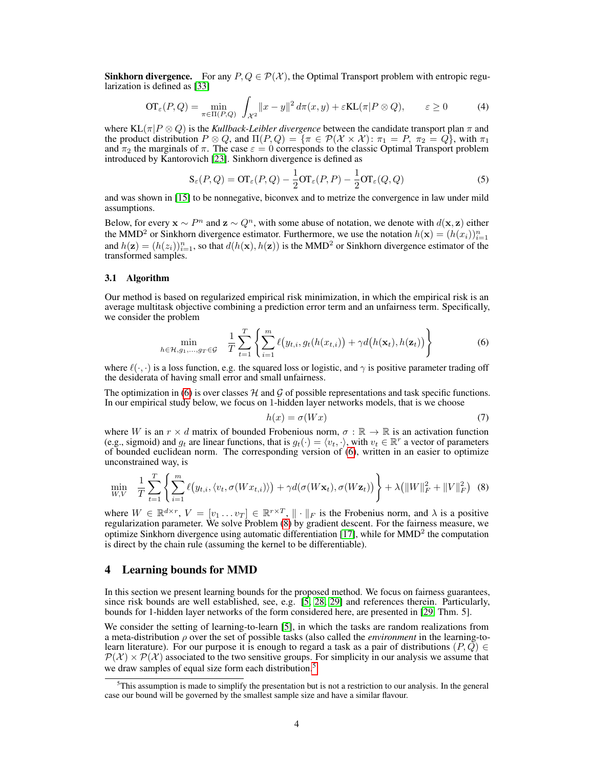**Sinkhorn divergence.** For any $P, Q \in \mathcal{P}(\mathcal{X})$, the Optimal Transport problem with entropic regularization is defined as [33]

$$\mathrm{OT}_\varepsilon(P,Q) = \min_{\pi \in \Pi(P,Q)} \int_{\mathcal{X}^2} \|x-y\|^2 \, d\pi(x,y) + \varepsilon \mathrm{KL}(\pi | P \otimes Q), \qquad \varepsilon \geq 0 \tag{4}$$

where $\mathrm{KL}(\pi | P \otimes Q)$ is the *Kullback-Leibler divergence* between the candidate transport plan $\pi$ and the product distribution $P \otimes Q$, and $\Pi(P,Q) = \{\pi \in \mathcal{P}(\mathcal{X} \times \mathcal{X}) \colon \pi_1 = P, \ \pi_2 = Q\}$, with $\pi_1$ and $\pi_2$ the marginals of $\pi$. The case $\varepsilon = 0$ corresponds to the classic Optimal Transport problem introduced by Kantorovich [23]. Sinkhorn divergence is defined as

$$\mathrm{S}_\varepsilon(P,Q) = \mathrm{OT}_\varepsilon(P,Q) - \frac{1}{2}\mathrm{OT}_\varepsilon(P,P) - \frac{1}{2}\mathrm{OT}_\varepsilon(Q,Q) \tag{5}$$

and was shown in [15] to be nonnegative, biconvex and to metrize the convergence in law under mild assumptions.

Below, for every $\mathbf{x} \sim P^n$ and $\mathbf{z} \sim Q^n$, with some abuse of notation, we denote with $d(\mathbf{x}, \mathbf{z})$ either the MMD$^2$ or Sinkhorn divergence estimator. Furthermore, we use the notation $h(\mathbf{x}) = (h(x_i))_{i=1}^n$ and $h(\mathbf{z}) = (h(z_i))_{i=1}^n$, so that $d(h(\mathbf{x}), h(\mathbf{z}))$ is the MMD$^2$ or Sinkhorn divergence estimator of the transformed samples.

### 3.1 Algorithm

Our method is based on regularized empirical risk minimization, in which the empirical risk is an average multitask objective combining a prediction error term and an unfairness term. Specifically, we consider the problem

$$\min_{h \in \mathcal{H}, g_1, \dots, g_T \in \mathcal{G}} \quad \frac{1}{T} \sum_{t=1}^{T} \left\{ \sum_{i=1}^{m} \ell\big(y_{t,i}, g_t(h(x_{t,i})\big) + \gamma d\big(h(\mathbf{x}_t), h(\mathbf{z}_t)\big) \right\} \tag{6}$$

where $\ell(\cdot, \cdot)$ is a loss function, e.g. the squared loss or logistic, and $\gamma$ is positive parameter trading off the desiderata of having small error and small unfairness.

The optimization in (6) is over classes $\mathcal{H}$ and $\mathcal{G}$ of possible representations and task specific functions. In our empirical study below, we focus on 1-hidden layer networks models, that is we choose

$$h(x) = \sigma(Wx) \tag{7}$$

where $W$ is an $r \times d$ matrix of bounded Frobenious norm, $\sigma : \mathbb{R} \to \mathbb{R}$ is an activation function (e.g., sigmoid) and $g_t$ are linear functions, that is $g_t(\cdot) = \langle v_t, \cdot \rangle$, with $v_t \in \mathbb{R}^r$ a vector of parameters of bounded euclidean norm. The corresponding version of (6), written in an easier to optimize unconstrained way, is

$$\min_{W,V} \quad \frac{1}{T} \sum_{t=1}^{T} \left\{ \sum_{i=1}^{m} \ell\big(y_{t,i}, \langle v_t, \sigma(Wx_{t,i}) \rangle\big) + \gamma d(\sigma(W\mathbf{x}_t), \sigma(W\mathbf{z}_t)) \right\} + \lambda\big(\|W\|_F^2 + \|V\|_F^2\big) \tag{8}$$

where $W \in \mathbb{R}^{d \times r}$, $V = [v_1 \dots v_T] \in \mathbb{R}^{r \times T}$, $\| \cdot \|_F$ is the Frobenius norm, and $\lambda$ is a positive regularization parameter. We solve Problem (8) by gradient descent. For the fairness measure, we optimize Sinkhorn divergence using automatic differentiation [17], while for MMD$^2$ the computation is direct by the chain rule (assuming the kernel to be differentiable).

## 4 Learning bounds for MMD

In this section we present learning bounds for the proposed method. We focus on fairness guarantees, since risk bounds are well established, see, e.g. [5, 28, 29] and references therein. Particularly, bounds for 1-hidden layer networks of the form considered here, are presented in [29, Thm. 5].

We consider the setting of learning-to-learn [5], in which the tasks are random realizations from a meta-distribution $\rho$ over the set of possible tasks (also called the *environment* in the learning-to-learn literature). For our purpose it is enough to regard a task as a pair of distributions $(P, Q) \in \mathcal{P}(\mathcal{X}) \times \mathcal{P}(\mathcal{X})$ associated to the two sensitive groups. For simplicity in our analysis we assume that we draw samples of equal size form each distribution.[5]

[5] This assumption is made to simplify the presentation but is not a restriction to our analysis. In the general case our bound will be governed by the smallest sample size and have a similar flavour.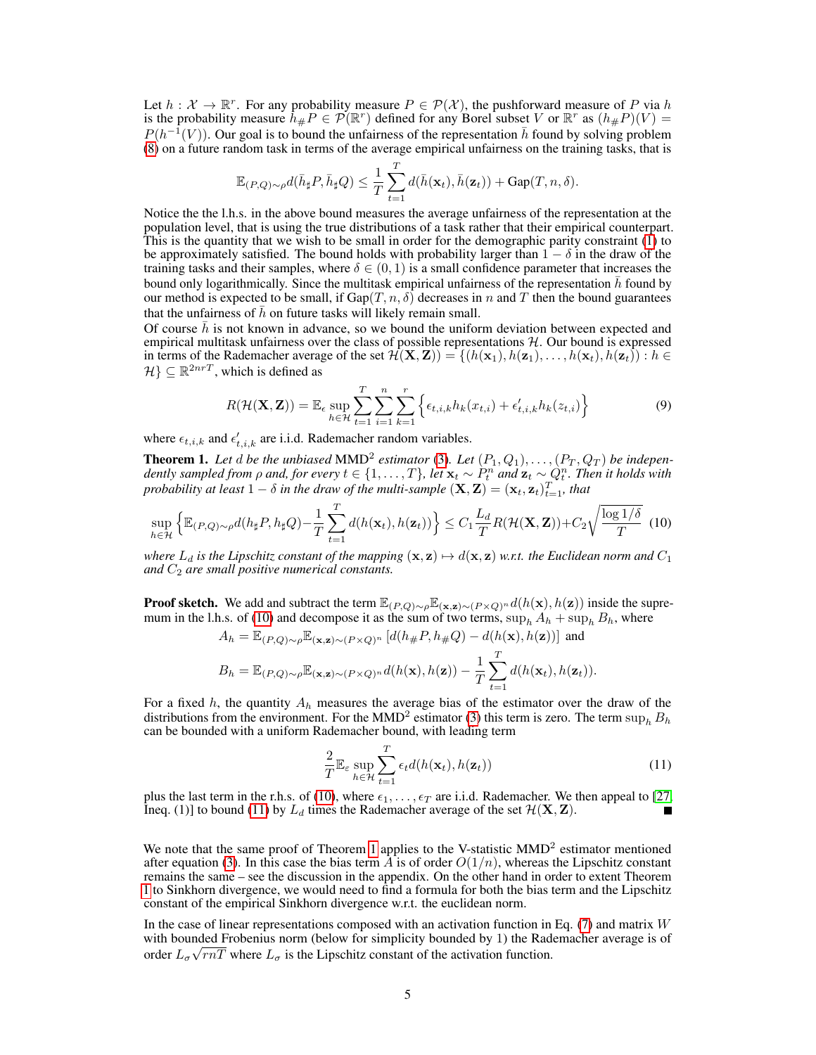Let $h : \mathcal{X} \to \mathbb{R}^r$. For any probability measure $P \in \mathcal{P}(\mathcal{X})$, the pushforward measure of $P$ via $h$ is the probability measure $h_\# P \in \mathcal{P}(\mathbb{R}^r)$ defined for any Borel subset $V$ or $\mathbb{R}^r$ as $(h_\# P)(V) = P(h^{-1}(V))$. Our goal is to bound the unfairness of the representation $\bar{h}$ found by solving problem (8) on a future random task in terms of the average empirical unfairness on the training tasks, that is

$$\mathbb{E}_{(P,Q)\sim\rho} d(\bar{h}_\sharp P, \bar{h}_\sharp Q) \leq \frac{1}{T}\sum_{t=1}^{T} d(\bar{h}(\mathbf{x}_t), \bar{h}(\mathbf{z}_t)) + \mathrm{Gap}(T, n, \delta).$$

Notice the the l.h.s. in the above bound measures the average unfairness of the representation at the population level, that is using the true distributions of a task rather that their empirical counterpart. This is the quantity that we wish to be small in order for the demographic parity constraint (1) to be approximately satisfied. The bound holds with probability larger than $1 - \delta$ in the draw of the training tasks and their samples, where $\delta \in (0, 1)$ is a small confidence parameter that increases the bound only logarithmically. Since the multitask empirical unfairness of the representation $\bar{h}$ found by our method is expected to be small, if $\mathrm{Gap}(T, n, \delta)$ decreases in $n$ and $T$ then the bound guarantees that the unfairness of $\bar{h}$ on future tasks will likely remain small.

Of course $\bar{h}$ is not known in advance, so we bound the uniform deviation between expected and empirical multitask unfairness over the class of possible representations $\mathcal{H}$. Our bound is expressed in terms of the Rademacher average of the set $\mathcal{H}(\mathbf{X}, \mathbf{Z}) = \{(h(\mathbf{x}_1), h(\mathbf{z}_1), \ldots, h(\mathbf{x}_t), h(\mathbf{z}_t)) : h \in \mathcal{H}\} \subseteq \mathbb{R}^{2nrT}$, which is defined as

$$R(\mathcal{H}(\mathbf{X}, \mathbf{Z})) = \mathbb{E}_\epsilon \sup_{h\in\mathcal{H}} \sum_{t=1}^{T}\sum_{i=1}^{n}\sum_{k=1}^{r} \Big\{ \epsilon_{t,i,k} h_k(x_{t,i}) + \epsilon'_{t,i,k} h_k(z_{t,i}) \Big\} \tag{9}$$

where $\epsilon_{t,i,k}$ and $\epsilon'_{t,i,k}$ are i.i.d. Rademacher random variables.

**Theorem 1.** *Let $d$ be the unbiased* MMD$^2$ *estimator (3). Let $(P_1, Q_1), \ldots, (P_T, Q_T)$ be independently sampled from $\rho$ and, for every $t \in \{1, \ldots, T\}$, let $\mathbf{x}_t \sim P_t^n$ and $\mathbf{z}_t \sim Q_t^n$. Then it holds with probability at least $1 - \delta$ in the draw of the multi-sample $(\mathbf{X}, \mathbf{Z}) = (\mathbf{x}_t, \mathbf{z}_t)_{t=1}^T$, that*

$$\sup_{h\in\mathcal{H}} \Big\{ \mathbb{E}_{(P,Q)\sim\rho} d(h_\sharp P, h_\sharp Q) - \frac{1}{T}\sum_{t=1}^{T} d(h(\mathbf{x}_t), h(\mathbf{z}_t)) \Big\} \leq C_1 \frac{L_d}{T} R(\mathcal{H}(\mathbf{X}, \mathbf{Z})) + C_2\sqrt{\frac{\log 1/\delta}{T}} \tag{10}$$

*where $L_d$ is the Lipschitz constant of the mapping $(\mathbf{x}, \mathbf{z}) \mapsto d(\mathbf{x}, \mathbf{z})$ w.r.t. the Euclidean norm and $C_1$ and $C_2$ are small positive numerical constants.*

**Proof sketch.** We add and subtract the term $\mathbb{E}_{(P,Q)\sim\rho}\mathbb{E}_{(\mathbf{x},\mathbf{z})\sim(P\times Q)^n} d(h(\mathbf{x}), h(\mathbf{z}))$ inside the supremum in the l.h.s. of (10) and decompose it as the sum of two terms, $\sup_h A_h + \sup_h B_h$, where

$$A_h = \mathbb{E}_{(P,Q)\sim\rho}\mathbb{E}_{(\mathbf{x},\mathbf{z})\sim(P\times Q)^n} \left[ d(h_\# P, h_\# Q) - d(h(\mathbf{x}), h(\mathbf{z})) \right] \text{ and}$$

$$B_h = \mathbb{E}_{(P,Q)\sim\rho}\mathbb{E}_{(\mathbf{x},\mathbf{z})\sim(P\times Q)^n} d(h(\mathbf{x}), h(\mathbf{z})) - \frac{1}{T}\sum_{t=1}^{T} d(h(\mathbf{x}_t), h(\mathbf{z}_t)).$$

For a fixed $h$, the quantity $A_h$ measures the average bias of the estimator over the draw of the distributions from the environment. For the MMD$^2$ estimator (3) this term is zero. The term $\sup_h B_h$ can be bounded with a uniform Rademacher bound, with leading term

$$\frac{2}{T}\mathbb{E}_\varepsilon \sup_{h\in\mathcal{H}} \sum_{t=1}^{T} \epsilon_t d(h(\mathbf{x}_t), h(\mathbf{z}_t)) \tag{11}$$

plus the last term in the r.h.s. of (10), where $\epsilon_1, \ldots, \epsilon_T$ are i.i.d. Rademacher. We then appeal to [27, Ineq. (1)] to bound (11) by $L_d$ times the Rademacher average of the set $\mathcal{H}(\mathbf{X}, \mathbf{Z})$. ■

We note that the same proof of Theorem 1 applies to the V-statistic MMD$^2$ estimator mentioned after equation (3). In this case the bias term $A$ is of order $O(1/n)$, whereas the Lipschitz constant remains the same – see the discussion in the appendix. On the other hand in order to extent Theorem 1 to Sinkhorn divergence, we would need to find a formula for both the bias term and the Lipschitz constant of the empirical Sinkhorn divergence w.r.t. the euclidean norm.

In the case of linear representations composed with an activation function in Eq. (7) and matrix $W$ with bounded Frobenius norm (below for simplicity bounded by 1) the Rademacher average is of order $L_\sigma\sqrt{rnT}$ where $L_\sigma$ is the Lipschitz constant of the activation function.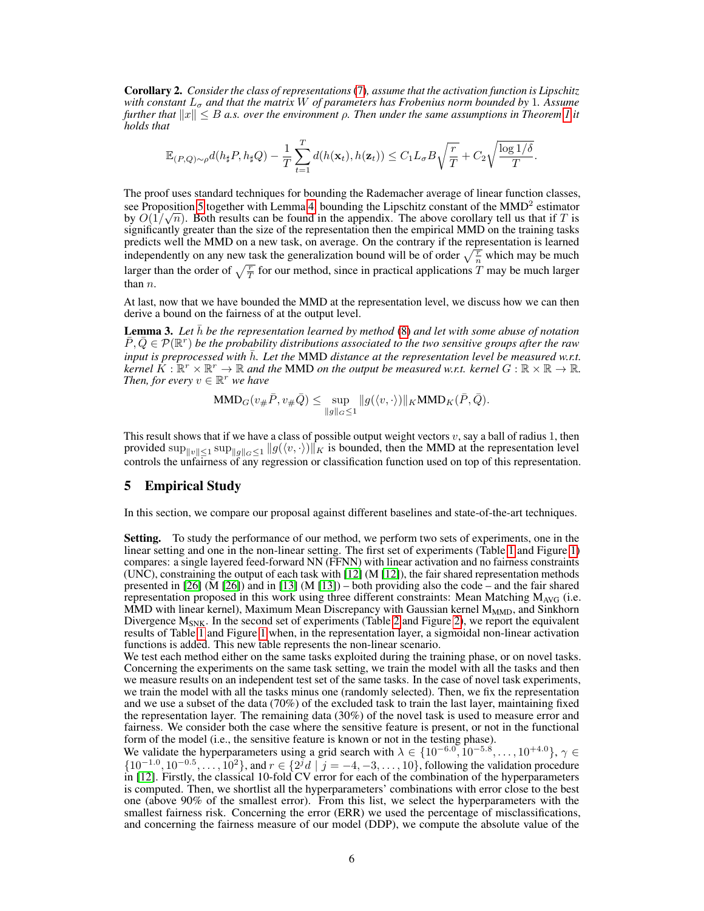**Corollary 2.** *Consider the class of representations (7), assume that the activation function is Lipschitz with constant $L_\sigma$ and that the matrix $W$ of parameters has Frobenius norm bounded by 1. Assume further that $\|x\| \leq B$ a.s. over the environment $\rho$. Then under the same assumptions in Theorem 1 it holds that*

$$\mathbb{E}_{(P,Q)\sim\rho} d(h_\sharp P, h_\sharp Q) - \frac{1}{T}\sum_{t=1}^{T} d(h(\mathbf{x}_t), h(\mathbf{z}_t)) \leq C_1 L_\sigma B \sqrt{\frac{r}{T}} + C_2\sqrt{\frac{\log 1/\delta}{T}}.$$

The proof uses standard techniques for bounding the Rademacher average of linear function classes, see Proposition 5 together with Lemma 4, bounding the Lipschitz constant of the MMD$^2$ estimator by $O(1/\sqrt{n})$. Both results can be found in the appendix. The above corollary tell us that if $T$ is significantly greater than the size of the representation then the empirical MMD on the training tasks predicts well the MMD on a new task, on average. On the contrary if the representation is learned independently on any new task the generalization bound will be of order $\sqrt{\frac{r}{n}}$ which may be much larger than the order of $\sqrt{\frac{r}{T}}$ for our method, since in practical applications $T$ may be much larger than $n$.

At last, now that we have bounded the MMD at the representation level, we discuss how we can then derive a bound on the fairness of at the output level.

**Lemma 3.** *Let $\bar{h}$ be the representation learned by method (8) and let with some abuse of notation $\bar{P}, \bar{Q} \in \mathcal{P}(\mathbb{R}^r)$ be the probability distributions associated to the two sensitive groups after the raw input is preprocessed with $\bar{h}$. Let the* MMD *distance at the representation level be measured w.r.t. kernel $K : \mathbb{R}^r \times \mathbb{R}^r \to \mathbb{R}$ and the* MMD *on the output be measured w.r.t. kernel $G : \mathbb{R} \times \mathbb{R} \to \mathbb{R}$. Then, for every $v \in \mathbb{R}^r$ we have*

$$\text{MMD}_G(v_\# \bar{P}, v_\# \bar{Q}) \leq \sup_{\|g\|_G \leq 1} \|g(\langle v, \cdot\rangle)\|_K \text{MMD}_K(\bar{P}, \bar{Q}).$$

This result shows that if we have a class of possible output weight vectors $v$, say a ball of radius 1, then provided $\sup_{\|v\|\leq 1} \sup_{\|g\|_G \leq 1} \|g(\langle v, \cdot\rangle)\|_K$ is bounded, then the MMD at the representation level controls the unfairness of any regression or classification function used on top of this representation.

## 5 Empirical Study

In this section, we compare our proposal against different baselines and state-of-the-art techniques.

**Setting.** To study the performance of our method, we perform two sets of experiments, one in the linear setting and one in the non-linear setting. The first set of experiments (Table 1 and Figure 1) compares: a single layered feed-forward NN (FFNN) with linear activation and no fairness constraints (UNC), constraining the output of each task with [12] (M [12]), the fair shared representation methods presented in [26] (M [26]) and in [13] (M [13]) – both providing also the code – and the fair shared representation proposed in this work using three different constraints: Mean Matching $\text{M}_{\text{AVG}}$ (i.e. MMD with linear kernel), Maximum Mean Discrepancy with Gaussian kernel $\text{M}_{\text{MMD}}$, and Sinkhorn Divergence $\text{M}_{\text{SNK}}$. In the second set of experiments (Table 2 and Figure 2), we report the equivalent results of Table 1 and Figure 1 when, in the representation layer, a sigmoidal non-linear activation functions is added. This new table represents the non-linear scenario.
We test each method either on the same tasks exploited during the training phase, or on novel tasks. Concerning the experiments on the same task setting, we train the model with all the tasks and then we measure results on an independent test set of the same tasks. In the case of novel task experiments, we train the model with all the tasks minus one (randomly selected). Then, we fix the representation and we use a subset of the data (70%) of the excluded task to train the last layer, maintaining fixed the representation layer. The remaining data (30%) of the novel task is used to measure error and fairness. We consider both the case where the sensitive feature is present, or not in the functional form of the model (i.e., the sensitive feature is known or not in the testing phase).
We validate the hyperparameters using a grid search with $\lambda \in \{10^{-6.0}, 10^{-5.8}, \ldots, 10^{+4.0}\}$, $\gamma \in \{10^{-1.0}, 10^{-0.5}, \ldots, 10^{2}\}$, and $r \in \{2^j d \mid j = -4, -3, \ldots, 10\}$, following the validation procedure in [12]. Firstly, the classical 10-fold CV error for each of the combination of the hyperparameters is computed. Then, we shortlist all the hyperparameters' combinations with error close to the best one (above 90% of the smallest error). From this list, we select the hyperparameters with the smallest fairness risk. Concerning the error (ERR) we used the percentage of misclassifications, and concerning the fairness measure of our model (DDP), we compute the absolute value of the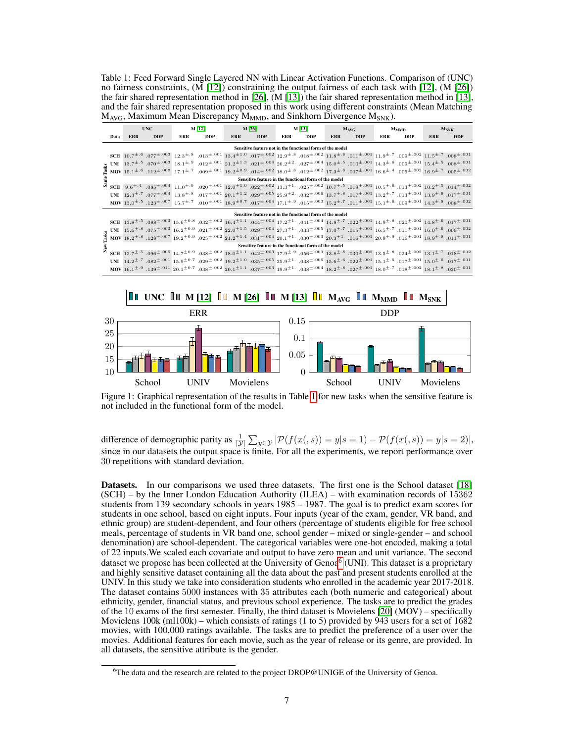Table 1: Feed Forward Single Layered NN with Linear Activation Functions. Comparison of (UNC) no fairness constraints, (M [12]) constraining the output fairness of each task with [12], (M [26]) the fair shared representation method in [26], (M [13]) the fair shared representation method in [13], and the fair shared representation proposed in this work using different constraints (Mean Matching $M_{AVG}$, Maximum Mean Discrepancy $M_{MMD}$, and Sinkhorn Divergence $M_{SNK}$).

| | | UNC | | M [12] | | M [26] | | M [13] | | $M_{AVG}$ | | $M_{MMD}$ | | $M_{SNK}$ | |
|---|---|---|---|---|---|---|---|---|---|---|---|---|---|---|---|
| | Data | ERR | DDP | ERR | DDP | ERR | DDP | ERR | DDP | ERR | DDP | ERR | DDP | ERR | DDP |
| | | **Sensitive feature not in the functional form of the model** | | | | | | | | | | | | | |
| Same Tasks | SCH | $10.7^{\pm.6}$ | $.077^{\pm.003}$ | $12.3^{\pm.8}$ | $.013^{\pm.001}$ | $13.4^{\pm1.0}$ | $.017^{\pm.002}$ | $12.9^{\pm.8}$ | $.018^{\pm.002}$ | $11.8^{\pm.8}$ | $.011^{\pm.001}$ | $11.9^{\pm.7}$ | $.009^{\pm.002}$ | $11.5^{\pm.7}$ | $.008^{\pm.001}$ |
| | UNI | $13.7^{\pm.5}$ | $.070^{\pm.003}$ | $18.1^{\pm.9}$ | $.012^{\pm.001}$ | $21.2^{\pm1.3}$ | $.021^{\pm.004}$ | $26.2^{\pm2.}$ | $.027^{\pm.004}$ | $15.0^{\pm.5}$ | $.010^{\pm.001}$ | $14.3^{\pm.6}$ | $.009^{\pm.001}$ | $15.4^{\pm.5}$ | $.008^{\pm.001}$ |
| | MOV | $15.1^{\pm.6}$ | $.112^{\pm.008}$ | $17.1^{\pm.7}$ | $.009^{\pm.001}$ | $19.2^{\pm0.9}$ | $.014^{\pm.002}$ | $18.0^{\pm.8}$ | $.012^{\pm.002}$ | $17.3^{\pm.8}$ | $.007^{\pm.001}$ | $16.6^{\pm.4}$ | $.005^{\pm.002}$ | $16.9^{\pm.7}$ | $.005^{\pm.002}$ |
| | | **Sensitive feature in the functional form of the model** | | | | | | | | | | | | | |
| | SCH | $9.6^{\pm.4}$ | $.085^{\pm.004}$ | $11.0^{\pm.9}$ | $.020^{\pm.001}$ | $12.0^{\pm1.0}$ | $.022^{\pm.002}$ | $13.3^{\pm1.}$ | $.025^{\pm.002}$ | $10.7^{\pm.5}$ | $.019^{\pm.001}$ | $10.5^{\pm.6}$ | $.013^{\pm.002}$ | $10.2^{\pm.5}$ | $.014^{\pm.002}$ |
| | UNI | $12.3^{\pm.7}$ | $.077^{\pm.004}$ | $13.8^{\pm.8}$ | $.017^{\pm.001}$ | $20.1^{\pm1.2}$ | $.029^{\pm.005}$ | $25.9^{\pm2.}$ | $.032^{\pm.006}$ | $13.7^{\pm.8}$ | $.017^{\pm.001}$ | $13.2^{\pm.7}$ | $.013^{\pm.001}$ | $13.9^{\pm.9}$ | $.017^{\pm.001}$ |
| | MOV | $13.0^{\pm.5}$ | $.123^{\pm.007}$ | $15.7^{\pm.7}$ | $.010^{\pm.001}$ | $18.9^{\pm0.7}$ | $.017^{\pm.004}$ | $17.1^{\pm.9}$ | $.015^{\pm.003}$ | $15.2^{\pm.7}$ | $.011^{\pm.001}$ | $15.1^{\pm.6}$ | $.009^{\pm.001}$ | $14.3^{\pm.8}$ | $.008^{\pm.002}$ |
| | | **Sensitive feature not in the functional form of the model** | | | | | | | | | | | | | |
| New Tasks | SCH | $13.8^{\pm.5}$ | $.088^{\pm.003}$ | $15.6^{\pm0.8}$ | $.032^{\pm.002}$ | $16.4^{\pm1.1}$ | $.044^{\pm.004}$ | $17.2^{\pm1.}$ | $.041^{\pm.004}$ | $14.8^{\pm.7}$ | $.022^{\pm.001}$ | $14.9^{\pm.8}$ | $.020^{\pm.002}$ | $14.8^{\pm.6}$ | $.017^{\pm.001}$ |
| | UNI | $15.6^{\pm.8}$ | $.075^{\pm.003}$ | $16.2^{\pm0.9}$ | $.021^{\pm.002}$ | $22.0^{\pm1.5}$ | $.029^{\pm.004}$ | $27.3^{\pm1.}$ | $.033^{\pm.005}$ | $17.0^{\pm.7}$ | $.015^{\pm.001}$ | $16.5^{\pm.7}$ | $.011^{\pm.001}$ | $16.0^{\pm.6}$ | $.009^{\pm.002}$ |
| | MOV | $18.2^{\pm.8}$ | $.128^{\pm.007}$ | $19.2^{\pm0.9}$ | $.025^{\pm.002}$ | $21.2^{\pm1.4}$ | $.031^{\pm.004}$ | $20.1^{\pm1.}$ | $.030^{\pm.003}$ | $20.3^{\pm1.}$ | $.016^{\pm.001}$ | $20.9^{\pm.9}$ | $.016^{\pm.001}$ | $18.9^{\pm.8}$ | $.011^{\pm.001}$ |
| | | **Sensitive feature in the functional form of the model** | | | | | | | | | | | | | |
| | SCH | $12.7^{\pm.5}$ | $.096^{\pm.005}$ | $14.7^{\pm0.9}$ | $.038^{\pm.002}$ | $18.0^{\pm1.1}$ | $.042^{\pm.003}$ | $17.9^{\pm.9}$ | $.056^{\pm.003}$ | $13.8^{\pm.8}$ | $.030^{\pm.002}$ | $13.5^{\pm.8}$ | $.024^{\pm.002}$ | $13.1^{\pm.7}$ | $.018^{\pm.002}$ |
| | UNI | $14.2^{\pm.7}$ | $.082^{\pm.001}$ | $15.9^{\pm0.7}$ | $.029^{\pm.002}$ | $19.2^{\pm1.0}$ | $.035^{\pm.005}$ | $25.9^{\pm1.}$ | $.038^{\pm.006}$ | $15.6^{\pm.6}$ | $.022^{\pm.001}$ | $15.1^{\pm.6}$ | $.017^{\pm.001}$ | $15.0^{\pm.6}$ | $.017^{\pm.001}$ |
| | MOV | $16.1^{\pm.9}$ | $.139^{\pm.011}$ | $20.1^{\pm0.7}$ | $.038^{\pm.002}$ | $20.1^{\pm1.1}$ | $.037^{\pm.003}$ | $19.9^{\pm1.}$ | $.038^{\pm.004}$ | $18.2^{\pm.8}$ | $.027^{\pm.001}$ | $18.0^{\pm.7}$ | $.018^{\pm.002}$ | $18.1^{\pm.8}$ | $.020^{\pm.001}$ |

Figure 1: Graphical representation of the results in Table 1 for new tasks when the sensitive feature is not included in the functional form of the model.

difference of demographic parity as $\frac{1}{|\mathcal{Y}|}\sum_{y\in\mathcal{Y}}|\mathcal{P}(f(x(,s))=y|s=1)-\mathcal{P}(f(x(,s))=y|s=2)|$, since in our datasets the output space is finite. For all the experiments, we report performance over 30 repetitions with standard deviation.

**Datasets.** In our comparisons we used three datasets. The first one is the School dataset [18] (SCH) – by the Inner London Education Authority (ILEA) – with examination records of 15362 students from 139 secondary schools in years 1985 – 1987. The goal is to predict exam scores for students in one school, based on eight inputs. Four inputs (year of the exam, gender, VR band, and ethnic group) are student-dependent, and four others (percentage of students eligible for free school meals, percentage of students in VR band one, school gender – mixed or single-gender – and school denomination) are school-dependent. The categorical variables were one-hot encoded, making a total of 22 inputs.We scaled each covariate and output to have zero mean and unit variance. The second dataset we propose has been collected at the University of Genoa[6] (UNI). This dataset is a proprietary and highly sensitive dataset containing all the data about the past and present students enrolled at the UNIV. In this study we take into consideration students who enrolled in the academic year 2017-2018. The dataset contains 5000 instances with 35 attributes each (both numeric and categorical) about ethnicity, gender, financial status, and previous school experience. The tasks are to predict the grades of the 10 exams of the first semester. Finally, the third dataset is Movielens [20] (MOV) – specifically Movielens 100k (ml100k) – which consists of ratings (1 to 5) provided by 943 users for a set of 1682 movies, with 100,000 ratings available. The tasks are to predict the preference of a user over the movies. Additional features for each movie, such as the year of release or its genre, are provided. In all datasets, the sensitive attribute is the gender.

[6] The data and the research are related to the project DROP@UNIGE of the University of Genoa.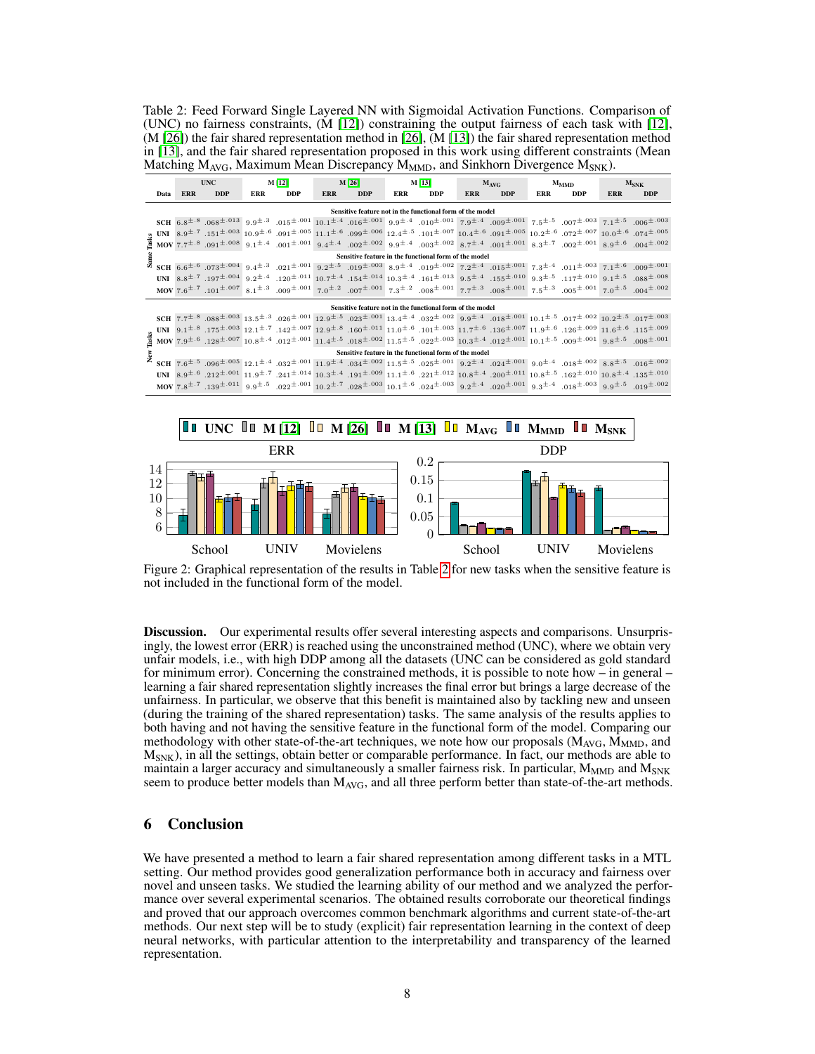Table 2: Feed Forward Single Layered NN with Sigmoidal Activation Functions. Comparison of (UNC) no fairness constraints, (M [12]) constraining the output fairness of each task with [12], (M [26]) the fair shared representation method in [26], (M [13]) the fair shared representation method in [13], and the fair shared representation proposed in this work using different constraints (Mean Matching $M_{AVG}$, Maximum Mean Discrepancy $M_{MMD}$, and Sinkhorn Divergence $M_{SNK}$).

| | | UNC | | M [12] | | M [26] | | M [13] | | $M_{AVG}$ | | $M_{MMD}$ | | $M_{SNK}$ | |
|---|---|---|---|---|---|---|---|---|---|---|---|---|---|---|---|
| | Data | ERR | DDP | ERR | DDP | ERR | DDP | ERR | DDP | ERR | DDP | ERR | DDP | ERR | DDP |
| Same Tasks | | Sensitive feature not in the functional form of the model | | | | | | | | | | | | | |
| | SCH | $6.8^{\pm.8}$ | $.068^{\pm.013}$ | $9.9^{\pm.3}$ | $.015^{\pm.001}$ | $10.1^{\pm.4}$ | $.016^{\pm.001}$ | $9.9^{\pm.4}$ | $.010^{\pm.001}$ | $7.9^{\pm.4}$ | $.009^{\pm.001}$ | $7.5^{\pm.5}$ | $.007^{\pm.003}$ | $7.1^{\pm.5}$ | $.006^{\pm.003}$ |
| | UNI | $8.9^{\pm.7}$ | $.151^{\pm.003}$ | $10.9^{\pm.6}$ | $.091^{\pm.005}$ | $11.1^{\pm.6}$ | $.099^{\pm.006}$ | $12.4^{\pm.5}$ | $.101^{\pm.007}$ | $10.4^{\pm.6}$ | $.091^{\pm.005}$ | $10.2^{\pm.6}$ | $.072^{\pm.007}$ | $10.0^{\pm.6}$ | $.074^{\pm.005}$ |
| | MOV | $7.7^{\pm.8}$ | $.091^{\pm.008}$ | $9.1^{\pm.4}$ | $.001^{\pm.001}$ | $9.4^{\pm.4}$ | $.002^{\pm.002}$ | $9.9^{\pm.4}$ | $.003^{\pm.002}$ | $8.7^{\pm.4}$ | $.001^{\pm.001}$ | $8.3^{\pm.7}$ | $.002^{\pm.001}$ | $8.9^{\pm.6}$ | $.004^{\pm.002}$ |
| | | Sensitive feature in the functional form of the model | | | | | | | | | | | | | |
| | SCH | $6.6^{\pm.6}$ | $.073^{\pm.004}$ | $9.4^{\pm.3}$ | $.021^{\pm.001}$ | $9.2^{\pm.5}$ | $.019^{\pm.003}$ | $8.9^{\pm.4}$ | $.019^{\pm.002}$ | $7.2^{\pm.4}$ | $.015^{\pm.001}$ | $7.3^{\pm.4}$ | $.011^{\pm.003}$ | $7.1^{\pm.6}$ | $.009^{\pm.001}$ |
| | UNI | $8.8^{\pm.7}$ | $.197^{\pm.004}$ | $9.2^{\pm.4}$ | $.120^{\pm.011}$ | $10.7^{\pm.4}$ | $.154^{\pm.014}$ | $10.3^{\pm.4}$ | $.161^{\pm.013}$ | $9.5^{\pm.4}$ | $.155^{\pm.010}$ | $9.3^{\pm.5}$ | $.117^{\pm.010}$ | $9.1^{\pm.5}$ | $.088^{\pm.008}$ |
| | MOV | $7.6^{\pm.7}$ | $.101^{\pm.007}$ | $8.1^{\pm.3}$ | $.009^{\pm.001}$ | $7.0^{\pm.2}$ | $.007^{\pm.001}$ | $7.3^{\pm.2}$ | $.008^{\pm.001}$ | $7.7^{\pm.3}$ | $.008^{\pm.001}$ | $7.5^{\pm.3}$ | $.005^{\pm.001}$ | $7.0^{\pm.5}$ | $.004^{\pm.002}$ |
| New Tasks | | Sensitive feature not in the functional form of the model | | | | | | | | | | | | | |
| | SCH | $7.7^{\pm.8}$ | $.088^{\pm.003}$ | $13.5^{\pm.3}$ | $.026^{\pm.001}$ | $12.9^{\pm.5}$ | $.023^{\pm.001}$ | $13.4^{\pm.4}$ | $.032^{\pm.002}$ | $9.9^{\pm.4}$ | $.018^{\pm.001}$ | $10.1^{\pm.5}$ | $.017^{\pm.002}$ | $10.2^{\pm.5}$ | $.017^{\pm.003}$ |
| | UNI | $9.1^{\pm.8}$ | $.175^{\pm.003}$ | $12.1^{\pm.7}$ | $.142^{\pm.007}$ | $12.9^{\pm.8}$ | $.160^{\pm.011}$ | $11.0^{\pm.6}$ | $.101^{\pm.003}$ | $11.7^{\pm.6}$ | $.136^{\pm.007}$ | $11.9^{\pm.6}$ | $.126^{\pm.009}$ | $11.6^{\pm.6}$ | $.115^{\pm.009}$ |
| | MOV | $7.9^{\pm.6}$ | $.128^{\pm.007}$ | $10.8^{\pm.4}$ | $.012^{\pm.001}$ | $11.4^{\pm.5}$ | $.018^{\pm.002}$ | $11.5^{\pm.5}$ | $.022^{\pm.003}$ | $10.3^{\pm.4}$ | $.012^{\pm.001}$ | $10.1^{\pm.5}$ | $.009^{\pm.001}$ | $9.8^{\pm.5}$ | $.008^{\pm.001}$ |
| | | Sensitive feature in the functional form of the model | | | | | | | | | | | | | |
| | SCH | $7.6^{\pm.5}$ | $.096^{\pm.005}$ | $12.1^{\pm.4}$ | $.032^{\pm.001}$ | $11.9^{\pm.4}$ | $.034^{\pm.002}$ | $11.5^{\pm.5}$ | $.025^{\pm.001}$ | $9.2^{\pm.4}$ | $.024^{\pm.001}$ | $9.0^{\pm.4}$ | $.018^{\pm.002}$ | $8.8^{\pm.5}$ | $.016^{\pm.002}$ |
| | UNI | $8.9^{\pm.6}$ | $.212^{\pm.001}$ | $11.9^{\pm.7}$ | $.241^{\pm.014}$ | $10.3^{\pm.4}$ | $.191^{\pm.009}$ | $11.1^{\pm.6}$ | $.221^{\pm.012}$ | $10.8^{\pm.4}$ | $.200^{\pm.011}$ | $10.8^{\pm.5}$ | $.162^{\pm.010}$ | $10.8^{\pm.4}$ | $.135^{\pm.010}$ |
| | MOV | $7.8^{\pm.7}$ | $.139^{\pm.011}$ | $9.9^{\pm.5}$ | $.022^{\pm.001}$ | $10.2^{\pm.7}$ | $.028^{\pm.003}$ | $10.1^{\pm.6}$ | $.024^{\pm.003}$ | $9.2^{\pm.4}$ | $.020^{\pm.001}$ | $9.3^{\pm.4}$ | $.018^{\pm.003}$ | $9.9^{\pm.5}$ | $.019^{\pm.002}$ |

Figure 2: Graphical representation of the results in Table 2 for new tasks when the sensitive feature is not included in the functional form of the model.

**Discussion.** Our experimental results offer several interesting aspects and comparisons. Unsurprisingly, the lowest error (ERR) is reached using the unconstrained method (UNC), where we obtain very unfair models, i.e., with high DDP among all the datasets (UNC can be considered as gold standard for minimum error). Concerning the constrained methods, it is possible to note how – in general – learning a fair shared representation slightly increases the final error but brings a large decrease of the unfairness. In particular, we observe that this benefit is maintained also by tackling new and unseen (during the training of the shared representation) tasks. The same analysis of the results applies to both having and not having the sensitive feature in the functional form of the model. Comparing our methodology with other state-of-the-art techniques, we note how our proposals ($M_{AVG}$, $M_{MMD}$, and $M_{SNK}$), in all the settings, obtain better or comparable performance. In fact, our methods are able to maintain a larger accuracy and simultaneously a smaller fairness risk. In particular, $M_{MMD}$ and $M_{SNK}$ seem to produce better models than $M_{AVG}$, and all three perform better than state-of-the-art methods.

## 6 Conclusion

We have presented a method to learn a fair shared representation among different tasks in a MTL setting. Our method provides good generalization performance both in accuracy and fairness over novel and unseen tasks. We studied the learning ability of our method and we analyzed the performance over several experimental scenarios. The obtained results corroborate our theoretical findings and proved that our approach overcomes common benchmark algorithms and current state-of-the-art methods. Our next step will be to study (explicit) fair representation learning in the context of deep neural networks, with particular attention to the interpretability and transparency of the learned representation.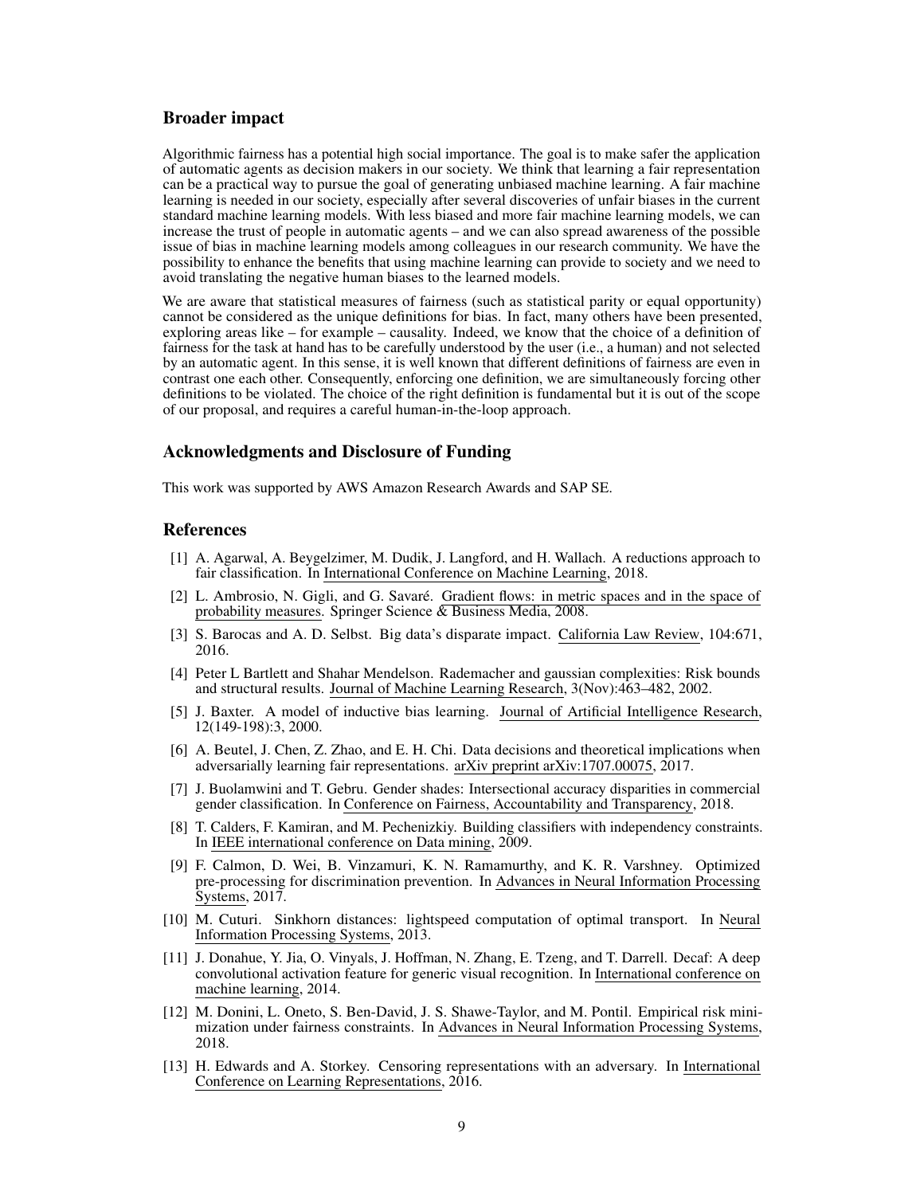## Broader impact

Algorithmic fairness has a potential high social importance. The goal is to make safer the application of automatic agents as decision makers in our society. We think that learning a fair representation can be a practical way to pursue the goal of generating unbiased machine learning. A fair machine learning is needed in our society, especially after several discoveries of unfair biases in the current standard machine learning models. With less biased and more fair machine learning models, we can increase the trust of people in automatic agents – and we can also spread awareness of the possible issue of bias in machine learning models among colleagues in our research community. We have the possibility to enhance the benefits that using machine learning can provide to society and we need to avoid translating the negative human biases to the learned models.

We are aware that statistical measures of fairness (such as statistical parity or equal opportunity) cannot be considered as the unique definitions for bias. In fact, many others have been presented, exploring areas like – for example – causality. Indeed, we know that the choice of a definition of fairness for the task at hand has to be carefully understood by the user (i.e., a human) and not selected by an automatic agent. In this sense, it is well known that different definitions of fairness are even in contrast one each other. Consequently, enforcing one definition, we are simultaneously forcing other definitions to be violated. The choice of the right definition is fundamental but it is out of the scope of our proposal, and requires a careful human-in-the-loop approach.

## Acknowledgments and Disclosure of Funding

This work was supported by AWS Amazon Research Awards and SAP SE.

## References

[1] A. Agarwal, A. Beygelzimer, M. Dudik, J. Langford, and H. Wallach. A reductions approach to fair classification. In International Conference on Machine Learning, 2018.

[2] L. Ambrosio, N. Gigli, and G. Savaré. Gradient flows: in metric spaces and in the space of probability measures. Springer Science & Business Media, 2008.

[3] S. Barocas and A. D. Selbst. Big data's disparate impact. California Law Review, 104:671, 2016.

[4] Peter L Bartlett and Shahar Mendelson. Rademacher and gaussian complexities: Risk bounds and structural results. Journal of Machine Learning Research, 3(Nov):463–482, 2002.

[5] J. Baxter. A model of inductive bias learning. Journal of Artificial Intelligence Research, 12(149-198):3, 2000.

[6] A. Beutel, J. Chen, Z. Zhao, and E. H. Chi. Data decisions and theoretical implications when adversarially learning fair representations. arXiv preprint arXiv:1707.00075, 2017.

[7] J. Buolamwini and T. Gebru. Gender shades: Intersectional accuracy disparities in commercial gender classification. In Conference on Fairness, Accountability and Transparency, 2018.

[8] T. Calders, F. Kamiran, and M. Pechenizkiy. Building classifiers with independency constraints. In IEEE international conference on Data mining, 2009.

[9] F. Calmon, D. Wei, B. Vinzamuri, K. N. Ramamurthy, and K. R. Varshney. Optimized pre-processing for discrimination prevention. In Advances in Neural Information Processing Systems, 2017.

[10] M. Cuturi. Sinkhorn distances: lightspeed computation of optimal transport. In Neural Information Processing Systems, 2013.

[11] J. Donahue, Y. Jia, O. Vinyals, J. Hoffman, N. Zhang, E. Tzeng, and T. Darrell. Decaf: A deep convolutional activation feature for generic visual recognition. In International conference on machine learning, 2014.

[12] M. Donini, L. Oneto, S. Ben-David, J. S. Shawe-Taylor, and M. Pontil. Empirical risk minimization under fairness constraints. In Advances in Neural Information Processing Systems, 2018.

[13] H. Edwards and A. Storkey. Censoring representations with an adversary. In International Conference on Learning Representations, 2016.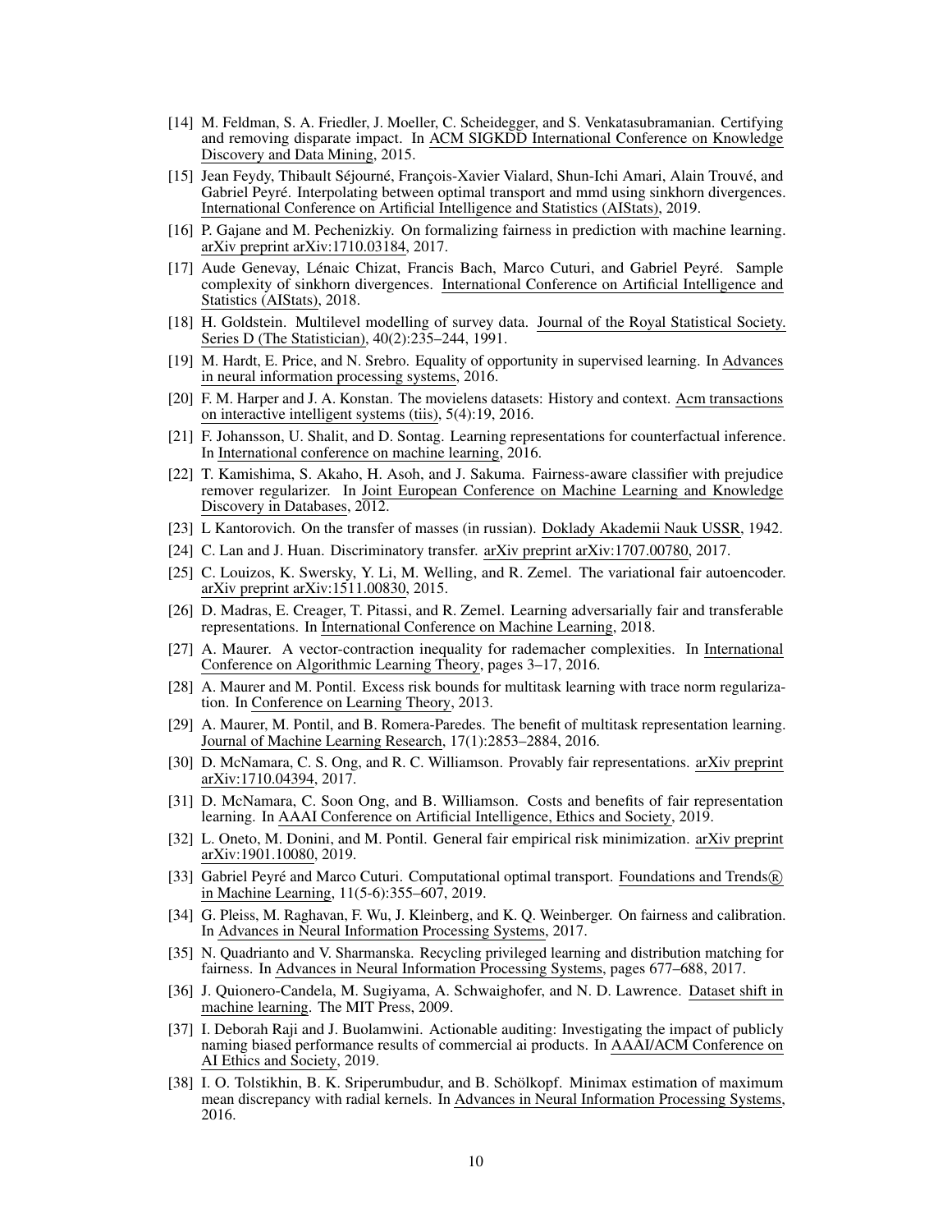[14] M. Feldman, S. A. Friedler, J. Moeller, C. Scheidegger, and S. Venkatasubramanian. Certifying and removing disparate impact. In ACM SIGKDD International Conference on Knowledge Discovery and Data Mining, 2015.

[15] Jean Feydy, Thibault Séjourné, François-Xavier Vialard, Shun-Ichi Amari, Alain Trouvé, and Gabriel Peyré. Interpolating between optimal transport and mmd using sinkhorn divergences. International Conference on Artificial Intelligence and Statistics (AIStats), 2019.

[16] P. Gajane and M. Pechenizkiy. On formalizing fairness in prediction with machine learning. arXiv preprint arXiv:1710.03184, 2017.

[17] Aude Genevay, Lénaic Chizat, Francis Bach, Marco Cuturi, and Gabriel Peyré. Sample complexity of sinkhorn divergences. International Conference on Artificial Intelligence and Statistics (AIStats), 2018.

[18] H. Goldstein. Multilevel modelling of survey data. Journal of the Royal Statistical Society. Series D (The Statistician), 40(2):235–244, 1991.

[19] M. Hardt, E. Price, and N. Srebro. Equality of opportunity in supervised learning. In Advances in neural information processing systems, 2016.

[20] F. M. Harper and J. A. Konstan. The movielens datasets: History and context. Acm transactions on interactive intelligent systems (tiis), 5(4):19, 2016.

[21] F. Johansson, U. Shalit, and D. Sontag. Learning representations for counterfactual inference. In International conference on machine learning, 2016.

[22] T. Kamishima, S. Akaho, H. Asoh, and J. Sakuma. Fairness-aware classifier with prejudice remover regularizer. In Joint European Conference on Machine Learning and Knowledge Discovery in Databases, 2012.

[23] L Kantorovich. On the transfer of masses (in russian). Doklady Akademii Nauk USSR, 1942.

[24] C. Lan and J. Huan. Discriminatory transfer. arXiv preprint arXiv:1707.00780, 2017.

[25] C. Louizos, K. Swersky, Y. Li, M. Welling, and R. Zemel. The variational fair autoencoder. arXiv preprint arXiv:1511.00830, 2015.

[26] D. Madras, E. Creager, T. Pitassi, and R. Zemel. Learning adversarially fair and transferable representations. In International Conference on Machine Learning, 2018.

[27] A. Maurer. A vector-contraction inequality for rademacher complexities. In International Conference on Algorithmic Learning Theory, pages 3–17, 2016.

[28] A. Maurer and M. Pontil. Excess risk bounds for multitask learning with trace norm regularization. In Conference on Learning Theory, 2013.

[29] A. Maurer, M. Pontil, and B. Romera-Paredes. The benefit of multitask representation learning. Journal of Machine Learning Research, 17(1):2853–2884, 2016.

[30] D. McNamara, C. S. Ong, and R. C. Williamson. Provably fair representations. arXiv preprint arXiv:1710.04394, 2017.

[31] D. McNamara, C. Soon Ong, and B. Williamson. Costs and benefits of fair representation learning. In AAAI Conference on Artificial Intelligence, Ethics and Society, 2019.

[32] L. Oneto, M. Donini, and M. Pontil. General fair empirical risk minimization. arXiv preprint arXiv:1901.10080, 2019.

[33] Gabriel Peyré and Marco Cuturi. Computational optimal transport. Foundations and Trends® in Machine Learning, 11(5-6):355–607, 2019.

[34] G. Pleiss, M. Raghavan, F. Wu, J. Kleinberg, and K. Q. Weinberger. On fairness and calibration. In Advances in Neural Information Processing Systems, 2017.

[35] N. Quadrianto and V. Sharmanska. Recycling privileged learning and distribution matching for fairness. In Advances in Neural Information Processing Systems, pages 677–688, 2017.

[36] J. Quionero-Candela, M. Sugiyama, A. Schwaighofer, and N. D. Lawrence. Dataset shift in machine learning. The MIT Press, 2009.

[37] I. Deborah Raji and J. Buolamwini. Actionable auditing: Investigating the impact of publicly naming biased performance results of commercial ai products. In AAAI/ACM Conference on AI Ethics and Society, 2019.

[38] I. O. Tolstikhin, B. K. Sriperumbudur, and B. Schölkopf. Minimax estimation of maximum mean discrepancy with radial kernels. In Advances in Neural Information Processing Systems, 2016.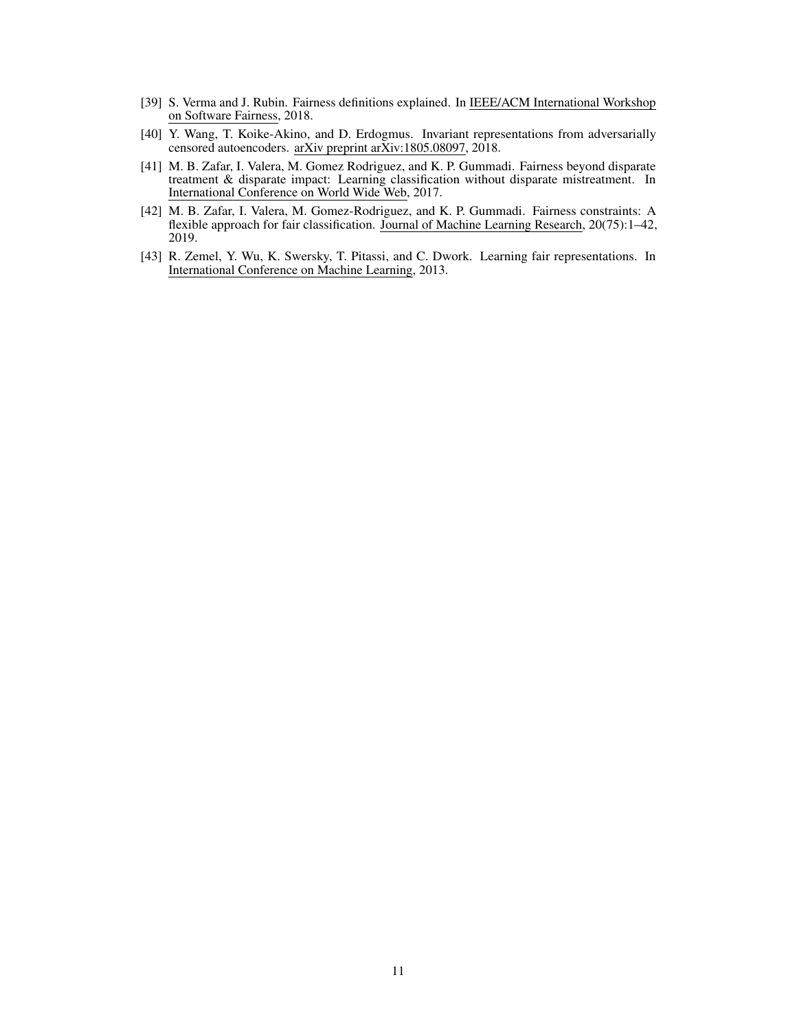[39] S. Verma and J. Rubin. Fairness definitions explained. In IEEE/ACM International Workshop on Software Fairness, 2018.

[40] Y. Wang, T. Koike-Akino, and D. Erdogmus. Invariant representations from adversarially censored autoencoders. arXiv preprint arXiv:1805.08097, 2018.

[41] M. B. Zafar, I. Valera, M. Gomez Rodriguez, and K. P. Gummadi. Fairness beyond disparate treatment & disparate impact: Learning classification without disparate mistreatment. In International Conference on World Wide Web, 2017.

[42] M. B. Zafar, I. Valera, M. Gomez-Rodriguez, and K. P. Gummadi. Fairness constraints: A flexible approach for fair classification. Journal of Machine Learning Research, 20(75):1–42, 2019.

[43] R. Zemel, Y. Wu, K. Swersky, T. Pitassi, and C. Dwork. Learning fair representations. In International Conference on Machine Learning, 2013.